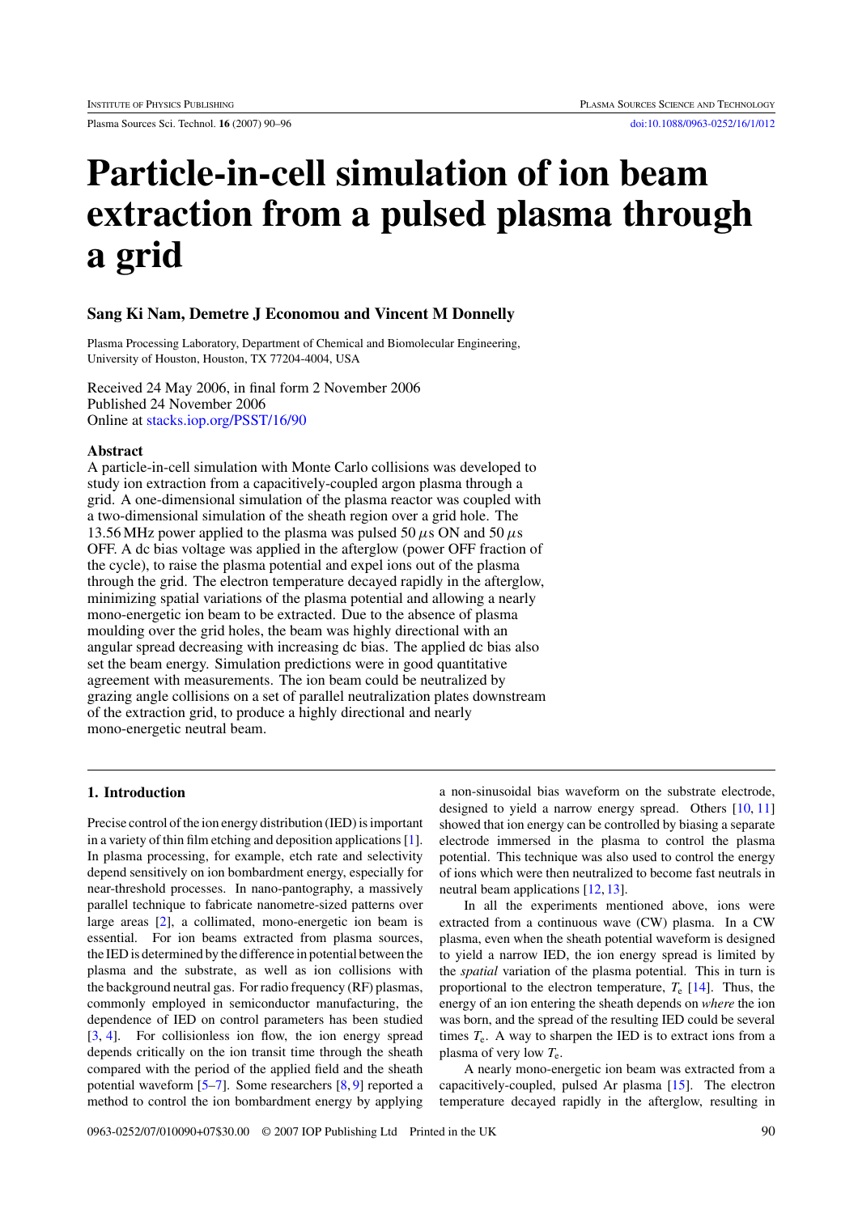# Particle-in-cell simulation of ion beam extraction from a pulsed plasma through a grid

**Sang Ki Nam, Demetre J Economou and Vincent M Donnelly**

Plasma Processing Laboratory, Department of Chemical and Biomolecular Engineering, University of Houston, Houston, TX 77204-4004, USA

Received 24 May 2006, in final form 2 November 2006
Published 24 November 2006
Online at stacks.iop.org/PSST/16/90

### Abstract

A particle-in-cell simulation with Monte Carlo collisions was developed to study ion extraction from a capacitively-coupled argon plasma through a grid. A one-dimensional simulation of the plasma reactor was coupled with a two-dimensional simulation of the sheath region over a grid hole. The 13.56 MHz power applied to the plasma was pulsed 50 $\mu$s ON and 50 $\mu$s OFF. A dc bias voltage was applied in the afterglow (power OFF fraction of the cycle), to raise the plasma potential and expel ions out of the plasma through the grid. The electron temperature decayed rapidly in the afterglow, minimizing spatial variations of the plasma potential and allowing a nearly mono-energetic ion beam to be extracted. Due to the absence of plasma moulding over the grid holes, the beam was highly directional with an angular spread decreasing with increasing dc bias. The applied dc bias also set the beam energy. Simulation predictions were in good quantitative agreement with measurements. The ion beam could be neutralized by grazing angle collisions on a set of parallel neutralization plates downstream of the extraction grid, to produce a highly directional and nearly mono-energetic neutral beam.

## 1. Introduction

Precise control of the ion energy distribution (IED) is important in a variety of thin film etching and deposition applications [1]. In plasma processing, for example, etch rate and selectivity depend sensitively on ion bombardment energy, especially for near-threshold processes. In nano-pantography, a massively parallel technique to fabricate nanometre-sized patterns over large areas [2], a collimated, mono-energetic ion beam is essential. For ion beams extracted from plasma sources, the IED is determined by the difference in potential between the plasma and the substrate, as well as ion collisions with the background neutral gas. For radio frequency (RF) plasmas, commonly employed in semiconductor manufacturing, the dependence of IED on control parameters has been studied [3, 4]. For collisionless ion flow, the ion energy spread depends critically on the ion transit time through the sheath compared with the period of the applied field and the sheath potential waveform [5–7]. Some researchers [8, 9] reported a method to control the ion bombardment energy by applying a non-sinusoidal bias waveform on the substrate electrode, designed to yield a narrow energy spread. Others [10, 11] showed that ion energy can be controlled by biasing a separate electrode immersed in the plasma to control the plasma potential. This technique was also used to control the energy of ions which were then neutralized to become fast neutrals in neutral beam applications [12, 13].

In all the experiments mentioned above, ions were extracted from a continuous wave (CW) plasma. In a CW plasma, even when the sheath potential waveform is designed to yield a narrow IED, the ion energy spread is limited by the *spatial* variation of the plasma potential. This in turn is proportional to the electron temperature, $T_e$ [14]. Thus, the energy of an ion entering the sheath depends on *where* the ion was born, and the spread of the resulting IED could be several times $T_e$. A way to sharpen the IED is to extract ions from a plasma of very low $T_e$.

A nearly mono-energetic ion beam was extracted from a capacitively-coupled, pulsed Ar plasma [15]. The electron temperature decayed rapidly in the afterglow, resulting in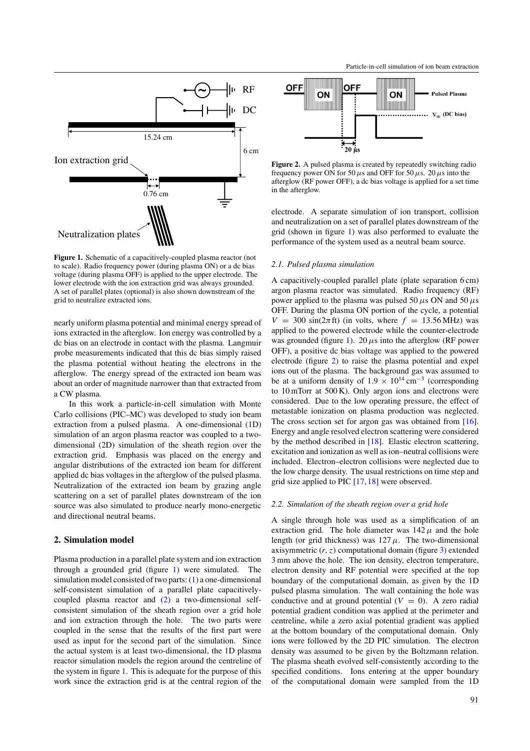Figure 1. Schematic of a capacitively-coupled plasma reactor (not to scale). Radio frequency power (during plasma ON) or a dc bias voltage (during plasma OFF) is applied to the upper electrode. The lower electrode with the ion extraction grid was always grounded. A set of parallel plates (optional) is also shown downstream of the grid to neutralize extracted ions.

nearly uniform plasma potential and minimal energy spread of ions extracted in the afterglow. Ion energy was controlled by a dc bias on an electrode in contact with the plasma. Langmuir probe measurements indicated that this dc bias simply raised the plasma potential without heating the electrons in the afterglow. The energy spread of the extracted ion beam was about an order of magnitude narrower than that extracted from a CW plasma.

In this work a particle-in-cell simulation with Monte Carlo collisions (PIC–MC) was developed to study ion beam extraction from a pulsed plasma. A one-dimensional (1D) simulation of an argon plasma reactor was coupled to a two-dimensional (2D) simulation of the sheath region over the extraction grid. Emphasis was placed on the energy and angular distributions of the extracted ion beam for different applied dc bias voltages in the afterglow of the pulsed plasma. Neutralization of the extracted ion beam by grazing angle scattering on a set of parallel plates downstream of the ion source was also simulated to produce nearly mono-energetic and directional neutral beams.

## 2. Simulation model

Plasma production in a parallel plate system and ion extraction through a grounded grid (figure 1) were simulated. The simulation model consisted of two parts: (1) a one-dimensional self-consistent simulation of a parallel plate capacitively-coupled plasma reactor and (2) a two-dimensional self-consistent simulation of the sheath region over a grid hole and ion extraction through the hole. The two parts were coupled in the sense that the results of the first part were used as input for the second part of the simulation. Since the actual system is at least two-dimensional, the 1D plasma reactor simulation models the region around the centreline of the system in figure 1. This is adequate for the purpose of this work since the extraction grid is at the central region of the electrode. A separate simulation of ion transport, collision and neutralization on a set of parallel plates downstream of the grid (shown in figure 1) was also performed to evaluate the performance of the system used as a neutral beam source.

Figure 2. A pulsed plasma is created by repeatedly switching radio frequency power ON for 50 $\mu$s and OFF for 50 $\mu$s. 20 $\mu$s into the afterglow (RF power OFF), a dc bias voltage is applied for a set time in the afterglow.

### 2.1. Pulsed plasma simulation

A capacitively-coupled parallel plate (plate separation 6 cm) argon plasma reactor was simulated. Radio frequency (RF) power applied to the plasma was pulsed 50 $\mu$s ON and 50 $\mu$s OFF. During the plasma ON portion of the cycle, a potential $V = 300 \sin(2\pi ft)$ (in volts, where $f = 13.56$ MHz) was applied to the powered electrode while the counter-electrode was grounded (figure 1). 20 $\mu$s into the afterglow (RF power OFF), a positive dc bias voltage was applied to the powered electrode (figure 2) to raise the plasma potential and expel ions out of the plasma. The background gas was assumed to be at a uniform density of $1.9 \times 10^{14}$ cm$^{-3}$ (corresponding to 10 mTorr at 500 K). Only argon ions and electrons were considered. Due to the low operating pressure, the effect of metastable ionization on plasma production was neglected. The cross section set for argon gas was obtained from [16]. Energy and angle resolved electron scattering were considered by the method described in [18]. Elastic electron scattering, excitation and ionization as well as ion–neutral collisions were included. Electron–electron collisions were neglected due to the low charge density. The usual restrictions on time step and grid size applied to PIC [17, 18] were observed.

### 2.2. Simulation of the sheath region over a grid hole

A single through hole was used as a simplification of an extraction grid. The hole diameter was 142 $\mu$ and the hole length (or grid thickness) was 127 $\mu$. The two-dimensional axisymmetric $(r, z)$ computational domain (figure 3) extended 3 mm above the hole. The ion density, electron temperature, electron density and RF potential were specified at the top boundary of the computational domain, as given by the 1D pulsed plasma simulation. The wall containing the hole was conductive and at ground potential ($V = 0$). A zero radial potential gradient condition was applied at the perimeter and centreline, while a zero axial potential gradient was applied at the bottom boundary of the computational domain. Only ions were followed by the 2D PIC simulation. The electron density was assumed to be given by the Boltzmann relation. The plasma sheath evolved self-consistently according to the specified conditions. Ions entering at the upper boundary of the computational domain were sampled from the 1D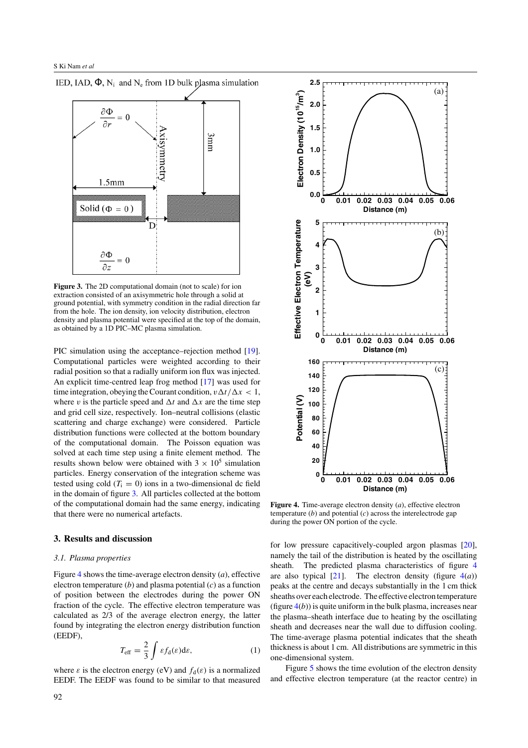IED, IAD, Φ, $N_i$ and $N_e$ from 1D bulk plasma simulation

**Figure 3.** The 2D computational domain (not to scale) for ion extraction consisted of an axisymmetric hole through a solid at ground potential, with symmetry condition in the radial direction far from the hole. The ion density, ion velocity distribution, electron density and plasma potential were specified at the top of the domain, as obtained by a 1D PIC–MC plasma simulation.

PIC simulation using the acceptance–rejection method [19]. Computational particles were weighted according to their radial position so that a radially uniform ion flux was injected. An explicit time-centred leap frog method [17] was used for time integration, obeying the Courant condition, $v\Delta t/\Delta x < 1$, where $v$ is the particle speed and $\Delta t$ and $\Delta x$ are the time step and grid cell size, respectively. Ion–neutral collisions (elastic scattering and charge exchange) were considered. Particle distribution functions were collected at the bottom boundary of the computational domain. The Poisson equation was solved at each time step using a finite element method. The results shown below were obtained with $3 \times 10^5$ simulation particles. Energy conservation of the integration scheme was tested using cold ($T_i = 0$) ions in a two-dimensional dc field in the domain of figure 3. All particles collected at the bottom of the computational domain had the same energy, indicating that there were no numerical artefacts.

## 3. Results and discussion

### 3.1. Plasma properties

Figure 4 shows the time-average electron density (*a*), effective electron temperature (*b*) and plasma potential (*c*) as a function of position between the electrodes during the power ON fraction of the cycle. The effective electron temperature was calculated as 2/3 of the average electron energy, the latter found by integrating the electron energy distribution function (EEDF),

$$T_{\text{eff}} = \frac{2}{3}\int \varepsilon f_d(\varepsilon)\,\mathrm{d}\varepsilon, \tag{1}$$

where $\varepsilon$ is the electron energy (eV) and $f_d(\varepsilon)$ is a normalized EEDF. The EEDF was found to be similar to that measured

**Figure 4.** Time-average electron density (*a*), effective electron temperature (*b*) and potential (*c*) across the interelectrode gap during the power ON portion of the cycle.

for low pressure capacitively-coupled argon plasmas [20], namely the tail of the distribution is heated by the oscillating sheath. The predicted plasma characteristics of figure 4 are also typical [21]. The electron density (figure 4(*a*)) peaks at the centre and decays substantially in the 1 cm thick sheaths over each electrode. The effective electron temperature (figure 4(*b*)) is quite uniform in the bulk plasma, increases near the plasma–sheath interface due to heating by the oscillating sheath and decreases near the wall due to diffusion cooling. The time-average plasma potential indicates that the sheath thickness is about 1 cm. All distributions are symmetric in this one-dimensional system.

Figure 5 shows the time evolution of the electron density and effective electron temperature (at the reactor centre) in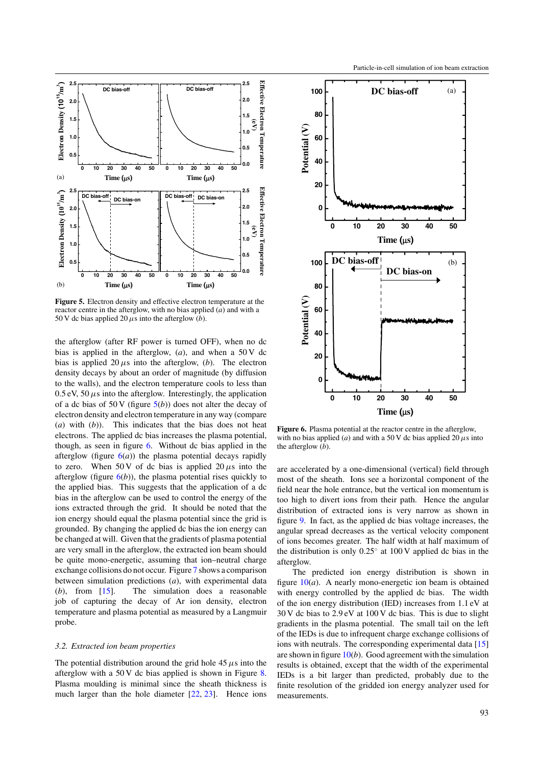Figure 5. Electron density and effective electron temperature at the reactor centre in the afterglow, with no bias applied (*a*) and with a 50 V dc bias applied 20 $\mu$s into the afterglow (*b*).

the afterglow (after RF power is turned OFF), when no dc bias is applied in the afterglow, (*a*), and when a 50 V dc bias is applied 20 $\mu$s into the afterglow, (*b*). The electron density decays by about an order of magnitude (by diffusion to the walls), and the electron temperature cools to less than 0.5 eV, 50 $\mu$s into the afterglow. Interestingly, the application of a dc bias of 50 V (figure 5(*b*)) does not alter the decay of electron density and electron temperature in any way (compare (*a*) with (*b*)). This indicates that the bias does not heat electrons. The applied dc bias increases the plasma potential, though, as seen in figure 6. Without dc bias applied in the afterglow (figure 6(*a*)) the plasma potential decays rapidly to zero. When 50 V of dc bias is applied 20 $\mu$s into the afterglow (figure 6(*b*)), the plasma potential rises quickly to the applied bias. This suggests that the application of a dc bias in the afterglow can be used to control the energy of the ions extracted through the grid. It should be noted that the ion energy should equal the plasma potential since the grid is grounded. By changing the applied dc bias the ion energy can be changed at will. Given that the gradients of plasma potential are very small in the afterglow, the extracted ion beam should be quite mono-energetic, assuming that ion–neutral charge exchange collisions do not occur. Figure 7 shows a comparison between simulation predictions (*a*), with experimental data (*b*), from [15]. The simulation does a reasonable job of capturing the decay of Ar ion density, electron temperature and plasma potential as measured by a Langmuir probe.

### *3.2. Extracted ion beam properties*

The potential distribution around the grid hole 45 $\mu$s into the afterglow with a 50 V dc bias applied is shown in Figure 8. Plasma moulding is minimal since the sheath thickness is much larger than the hole diameter [22, 23]. Hence ions are accelerated by a one-dimensional (vertical) field through most of the sheath. Ions see a horizontal component of the field near the hole entrance, but the vertical ion momentum is too high to divert ions from their path. Hence the angular distribution of extracted ions is very narrow as shown in figure 9. In fact, as the applied dc bias voltage increases, the angular spread decreases as the vertical velocity component of ions becomes greater. The half width at half maximum of the distribution is only 0.25° at 100 V applied dc bias in the afterglow.

The predicted ion energy distribution is shown in figure 10(*a*). A nearly mono-energetic ion beam is obtained with energy controlled by the applied dc bias. The width of the ion energy distribution (IED) increases from 1.1 eV at 30 V dc bias to 2.9 eV at 100 V dc bias. This is due to slight gradients in the plasma potential. The small tail on the left of the IEDs is due to infrequent charge exchange collisions of ions with neutrals. The corresponding experimental data [15] are shown in figure 10(*b*). Good agreement with the simulation results is obtained, except that the width of the experimental IEDs is a bit larger than predicted, probably due to the finite resolution of the gridded ion energy analyzer used for measurements.

Figure 6. Plasma potential at the reactor centre in the afterglow, with no bias applied (*a*) and with a 50 V dc bias applied 20 $\mu$s into the afterglow (*b*).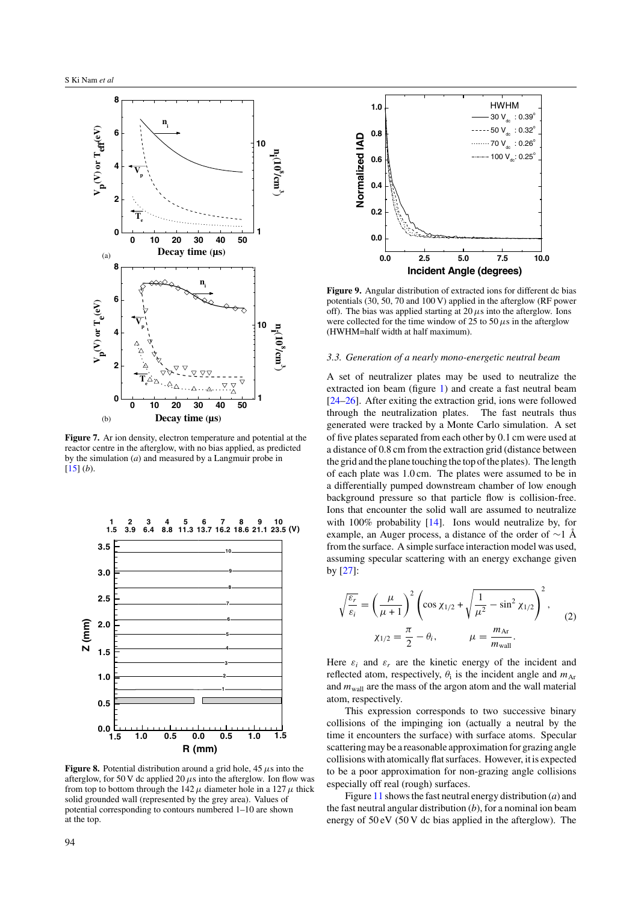**Figure 7.** Ar ion density, electron temperature and potential at the reactor centre in the afterglow, with no bias applied, as predicted by the simulation (*a*) and measured by a Langmuir probe in [15] (*b*).

**Figure 8.** Potential distribution around a grid hole, 45 $\mu$s into the afterglow, for 50 V dc applied 20 $\mu$s into the afterglow. Ion flow was from top to bottom through the 142 $\mu$ diameter hole in a 127 $\mu$ thick solid grounded wall (represented by the grey area). Values of potential corresponding to contours numbered 1–10 are shown at the top.

**Figure 9.** Angular distribution of extracted ions for different dc bias potentials (30, 50, 70 and 100 V) applied in the afterglow (RF power off). The bias was applied starting at 20 $\mu$s into the afterglow. Ions were collected for the time window of 25 to 50 $\mu$s in the afterglow (HWHM=half width at half maximum).

### 3.3. Generation of a nearly mono-energetic neutral beam

A set of neutralizer plates may be used to neutralize the extracted ion beam (figure 1) and create a fast neutral beam [24–26]. After exiting the extraction grid, ions were followed through the neutralization plates. The fast neutrals thus generated were tracked by a Monte Carlo simulation. A set of five plates separated from each other by 0.1 cm were used at a distance of 0.8 cm from the extraction grid (distance between the grid and the plane touching the top of the plates). The length of each plate was 1.0 cm. The plates were assumed to be in a differentially pumped downstream chamber of low enough background pressure so that particle flow is collision-free. Ions that encounter the solid wall are assumed to neutralize with 100% probability [14]. Ions would neutralize by, for example, an Auger process, a distance of the order of ∼1 Å from the surface. A simple surface interaction model was used, assuming specular scattering with an energy exchange given by [27]:

$$\sqrt{\frac{\varepsilon_r}{\varepsilon_i}} = \left(\frac{\mu}{\mu+1}\right)^2 \left(\cos\chi_{1/2} + \sqrt{\frac{1}{\mu^2} - \sin^2\chi_{1/2}}\right)^2, \qquad (2)$$

$$\chi_{1/2} = \frac{\pi}{2} - \theta_i, \qquad \mu = \frac{m_{\rm Ar}}{m_{\rm wall}}.$$

Here $\varepsilon_i$ and $\varepsilon_r$ are the kinetic energy of the incident and reflected atom, respectively, $\theta_i$ is the incident angle and $m_{\rm Ar}$ and $m_{\rm wall}$ are the mass of the argon atom and the wall material atom, respectively.

This expression corresponds to two successive binary collisions of the impinging ion (actually a neutral by the time it encounters the surface) with surface atoms. Specular scattering may be a reasonable approximation for grazing angle collisions with atomically flat surfaces. However, it is expected to be a poor approximation for non-grazing angle collisions especially off real (rough) surfaces.

Figure 11 shows the fast neutral energy distribution (*a*) and the fast neutral angular distribution (*b*), for a nominal ion beam energy of 50 eV (50 V dc bias applied in the afterglow). The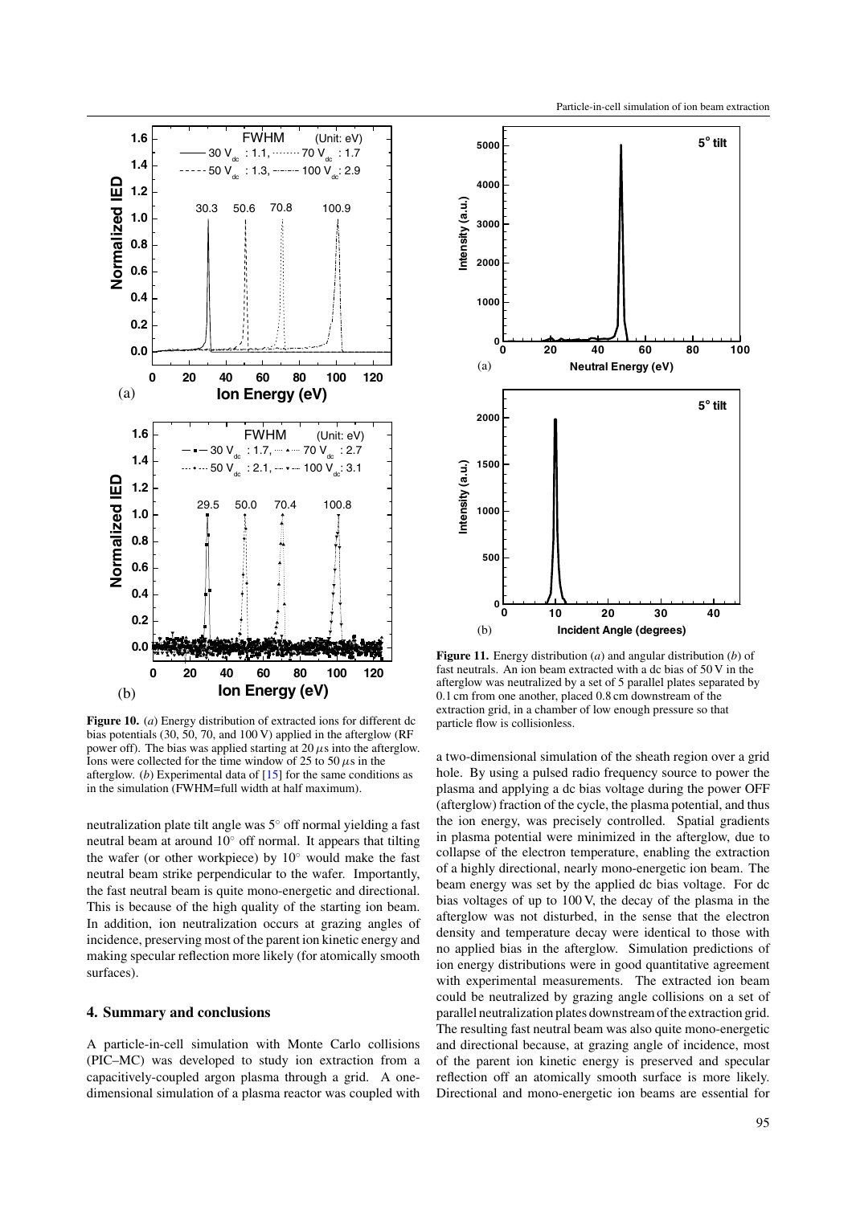**Figure 10.** (*a*) Energy distribution of extracted ions for different dc bias potentials (30, 50, 70, and 100 V) applied in the afterglow (RF power off). The bias was applied starting at 20 $\mu$s into the afterglow. Ions were collected for the time window of 25 to 50 $\mu$s in the afterglow. (*b*) Experimental data of [15] for the same conditions as in the simulation (FWHM=full width at half maximum).

neutralization plate tilt angle was 5° off normal yielding a fast neutral beam at around 10° off normal. It appears that tilting the wafer (or other workpiece) by 10° would make the fast neutral beam strike perpendicular to the wafer. Importantly, the fast neutral beam is quite mono-energetic and directional. This is because of the high quality of the starting ion beam. In addition, ion neutralization occurs at grazing angles of incidence, preserving most of the parent ion kinetic energy and making specular reflection more likely (for atomically smooth surfaces).

## 4. Summary and conclusions

A particle-in-cell simulation with Monte Carlo collisions (PIC–MC) was developed to study ion extraction from a capacitively-coupled argon plasma through a grid. A one-dimensional simulation of a plasma reactor was coupled with a two-dimensional simulation of the sheath region over a grid hole. By using a pulsed radio frequency source to power the plasma and applying a dc bias voltage during the power OFF (afterglow) fraction of the cycle, the plasma potential, and thus the ion energy, was precisely controlled. Spatial gradients in plasma potential were minimized in the afterglow, due to collapse of the electron temperature, enabling the extraction of a highly directional, nearly mono-energetic ion beam. The beam energy was set by the applied dc bias voltage. For dc bias voltages of up to 100 V, the decay of the plasma in the afterglow was not disturbed, in the sense that the electron density and temperature decay were identical to those with no applied bias in the afterglow. Simulation predictions of ion energy distributions were in good quantitative agreement with experimental measurements. The extracted ion beam could be neutralized by grazing angle collisions on a set of parallel neutralization plates downstream of the extraction grid. The resulting fast neutral beam was also quite mono-energetic and directional because, at grazing angle of incidence, most of the parent ion kinetic energy is preserved and specular reflection off an atomically smooth surface is more likely. Directional and mono-energetic ion beams are essential for

**Figure 11.** Energy distribution (*a*) and angular distribution (*b*) of fast neutrals. An ion beam extracted with a dc bias of 50 V in the afterglow was neutralized by a set of 5 parallel plates separated by 0.1 cm from one another, placed 0.8 cm downstream of the extraction grid, in a chamber of low enough pressure so that particle flow is collisionless.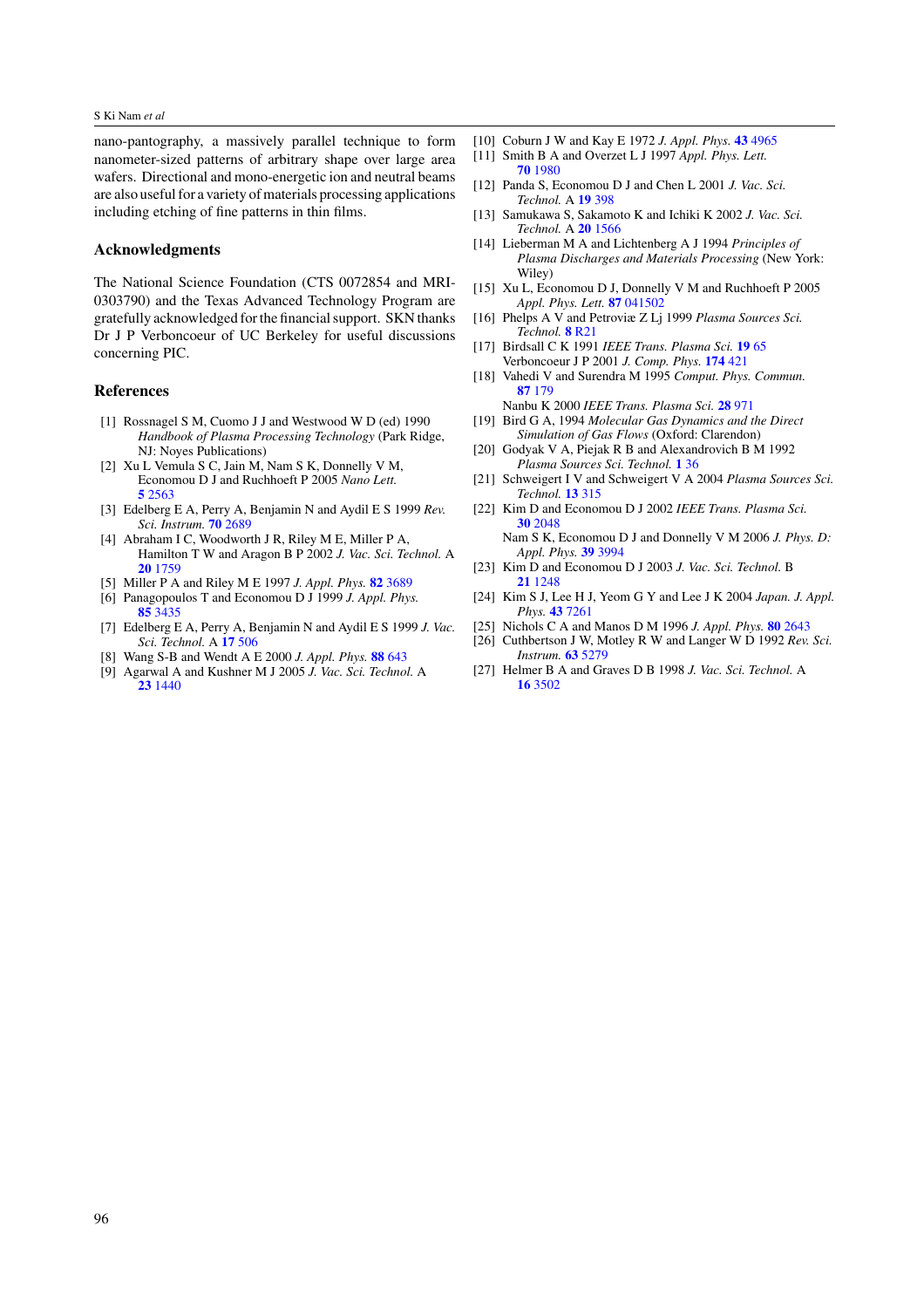nano-pantography, a massively parallel technique to form nanometer-sized patterns of arbitrary shape over large area wafers. Directional and mono-energetic ion and neutral beams are also useful for a variety of materials processing applications including etching of fine patterns in thin films.

## Acknowledgments

The National Science Foundation (CTS 0072854 and MRI-0303790) and the Texas Advanced Technology Program are gratefully acknowledged for the financial support. SKN thanks Dr J P Verboncoeur of UC Berkeley for useful discussions concerning PIC.

## References

[1] Rossnagel S M, Cuomo J J and Westwood W D (ed) 1990 *Handbook of Plasma Processing Technology* (Park Ridge, NJ: Noyes Publications)

[2] Xu L Vemula S C, Jain M, Nam S K, Donnelly V M, Economou D J and Ruchhoeft P 2005 *Nano Lett.* **5** 2563

[3] Edelberg E A, Perry A, Benjamin N and Aydil E S 1999 *Rev. Sci. Instrum.* **70** 2689

[4] Abraham I C, Woodworth J R, Riley M E, Miller P A, Hamilton T W and Aragon B P 2002 *J. Vac. Sci. Technol.* A **20** 1759

[5] Miller P A and Riley M E 1997 *J. Appl. Phys.* **82** 3689

[6] Panagopoulos T and Economou D J 1999 *J. Appl. Phys.* **85** 3435

[7] Edelberg E A, Perry A, Benjamin N and Aydil E S 1999 *J. Vac. Sci. Technol.* A **17** 506

[8] Wang S-B and Wendt A E 2000 *J. Appl. Phys.* **88** 643

[9] Agarwal A and Kushner M J 2005 *J. Vac. Sci. Technol.* A **23** 1440

[10] Coburn J W and Kay E 1972 *J. Appl. Phys.* **43** 4965

[11] Smith B A and Overzet L J 1997 *Appl. Phys. Lett.* **70** 1980

[12] Panda S, Economou D J and Chen L 2001 *J. Vac. Sci. Technol.* A **19** 398

[13] Samukawa S, Sakamoto K and Ichiki K 2002 *J. Vac. Sci. Technol.* A **20** 1566

[14] Lieberman M A and Lichtenberg A J 1994 *Principles of Plasma Discharges and Materials Processing* (New York: Wiley)

[15] Xu L, Economou D J, Donnelly V M and Ruchhoeft P 2005 *Appl. Phys. Lett.* **87** 041502

[16] Phelps A V and Petroviæ Z Lj 1999 *Plasma Sources Sci. Technol.* **8** R21

[17] Birdsall C K 1991 *IEEE Trans. Plasma Sci.* **19** 65
Verboncoeur J P 2001 *J. Comp. Phys.* **174** 421

[18] Vahedi V and Surendra M 1995 *Comput. Phys. Commun.* **87** 179
Nanbu K 2000 *IEEE Trans. Plasma Sci.* **28** 971

[19] Bird G A, 1994 *Molecular Gas Dynamics and the Direct Simulation of Gas Flows* (Oxford: Clarendon)

[20] Godyak V A, Piejak R B and Alexandrovich B M 1992 *Plasma Sources Sci. Technol.* **1** 36

[21] Schweigert I V and Schweigert V A 2004 *Plasma Sources Sci. Technol.* **13** 315

[22] Kim D and Economou D J 2002 *IEEE Trans. Plasma Sci.* **30** 2048
Nam S K, Economou D J and Donnelly V M 2006 *J. Phys. D: Appl. Phys.* **39** 3994

[23] Kim D and Economou D J 2003 *J. Vac. Sci. Technol.* B **21** 1248

[24] Kim S J, Lee H J, Yeom G Y and Lee J K 2004 *Japan. J. Appl. Phys.* **43** 7261

[25] Nichols C A and Manos D M 1996 *J. Appl. Phys.* **80** 2643

[26] Cuthbertson J W, Motley R W and Langer W D 1992 *Rev. Sci. Instrum.* **63** 5279

[27] Helmer B A and Graves D B 1998 *J. Vac. Sci. Technol.* A **16** 3502